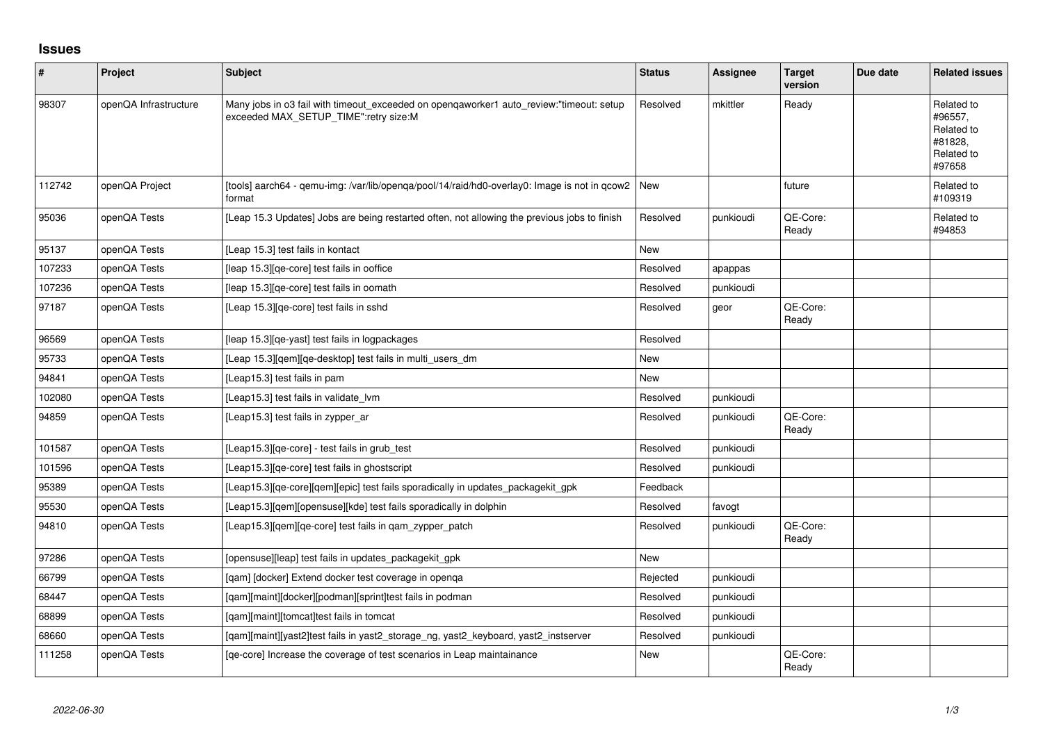# Issues

| # | Project | Subject | Status | Assignee | Target version | Due date | Related issues |
|---|---|---|---|---|---|---|---|
| 98307 | openQA Infrastructure | Many jobs in o3 fail with timeout_exceeded on openqaworker1 auto_review:"timeout: setup exceeded MAX_SETUP_TIME":retry size:M | Resolved | mkittler | Ready | | Related to #96557, Related to #81828, Related to #97658 |
| 112742 | openQA Project | [tools] aarch64 - qemu-img: /var/lib/openqa/pool/14/raid/hd0-overlay0: Image is not in qcow2 format | New | | future | | Related to #109319 |
| 95036 | openQA Tests | [Leap 15.3 Updates] Jobs are being restarted often, not allowing the previous jobs to finish | Resolved | punkioudi | QE-Core: Ready | | Related to #94853 |
| 95137 | openQA Tests | [Leap 15.3] test fails in kontact | New | | | | |
| 107233 | openQA Tests | [leap 15.3][qe-core] test fails in ooffice | Resolved | apappas | | | |
| 107236 | openQA Tests | [leap 15.3][qe-core] test fails in oomath | Resolved | punkioudi | | | |
| 97187 | openQA Tests | [Leap 15.3][qe-core] test fails in sshd | Resolved | geor | QE-Core: Ready | | |
| 96569 | openQA Tests | [leap 15.3][qe-yast] test fails in logpackages | Resolved | | | | |
| 95733 | openQA Tests | [Leap 15.3][qem][qe-desktop] test fails in multi_users_dm | New | | | | |
| 94841 | openQA Tests | [Leap15.3] test fails in pam | New | | | | |
| 102080 | openQA Tests | [Leap15.3] test fails in validate_lvm | Resolved | punkioudi | | | |
| 94859 | openQA Tests | [Leap15.3] test fails in zypper_ar | Resolved | punkioudi | QE-Core: Ready | | |
| 101587 | openQA Tests | [Leap15.3][qe-core] - test fails in grub_test | Resolved | punkioudi | | | |
| 101596 | openQA Tests | [Leap15.3][qe-core] test fails in ghostscript | Resolved | punkioudi | | | |
| 95389 | openQA Tests | [Leap15.3][qe-core][qem][epic] test fails sporadically in updates_packagekit_gpk | Feedback | | | | |
| 95530 | openQA Tests | [Leap15.3][qem][opensuse][kde] test fails sporadically in dolphin | Resolved | favogt | | | |
| 94810 | openQA Tests | [Leap15.3][qem][qe-core] test fails in qam_zypper_patch | Resolved | punkioudi | QE-Core: Ready | | |
| 97286 | openQA Tests | [opensuse][leap] test fails in updates_packagekit_gpk | New | | | | |
| 66799 | openQA Tests | [qam] [docker] Extend docker test coverage in openqa | Rejected | punkioudi | | | |
| 68447 | openQA Tests | [qam][maint][docker][podman][sprint]test fails in podman | Resolved | punkioudi | | | |
| 68899 | openQA Tests | [qam][maint][tomcat]test fails in tomcat | Resolved | punkioudi | | | |
| 68660 | openQA Tests | [qam][maint][yast2]test fails in yast2_storage_ng, yast2_keyboard, yast2_instserver | Resolved | punkioudi | | | |
| 111258 | openQA Tests | [qe-core] Increase the coverage of test scenarios in Leap maintainance | New | | QE-Core: Ready | | |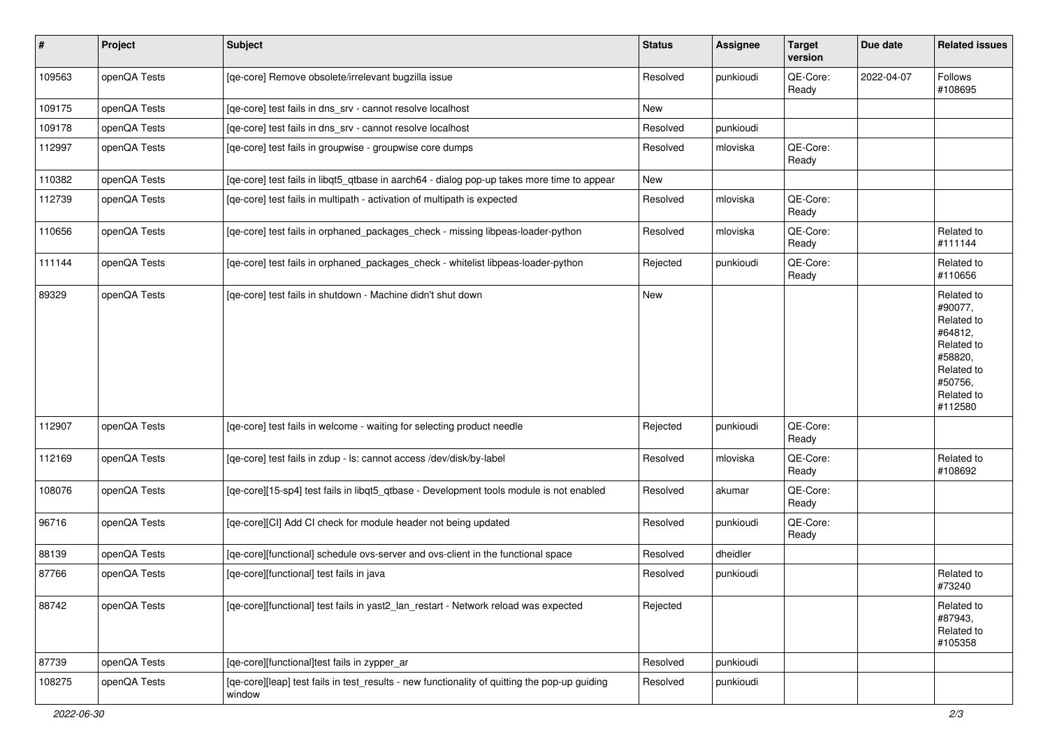| # | Project | Subject | Status | Assignee | Target version | Due date | Related issues |
|---|---|---|---|---|---|---|---|
| 109563 | openQA Tests | [qe-core] Remove obsolete/irrelevant bugzilla issue | Resolved | punkioudi | QE-Core: Ready | 2022-04-07 | Follows #108695 |
| 109175 | openQA Tests | [qe-core] test fails in dns_srv - cannot resolve localhost | New | | | | |
| 109178 | openQA Tests | [qe-core] test fails in dns_srv - cannot resolve localhost | Resolved | punkioudi | | | |
| 112997 | openQA Tests | [qe-core] test fails in groupwise - groupwise core dumps | Resolved | mloviska | QE-Core: Ready | | |
| 110382 | openQA Tests | [qe-core] test fails in libqt5_qtbase in aarch64 - dialog pop-up takes more time to appear | New | | | | |
| 112739 | openQA Tests | [qe-core] test fails in multipath - activation of multipath is expected | Resolved | mloviska | QE-Core: Ready | | |
| 110656 | openQA Tests | [qe-core] test fails in orphaned_packages_check - missing libpeas-loader-python | Resolved | mloviska | QE-Core: Ready | | Related to #111144 |
| 111144 | openQA Tests | [qe-core] test fails in orphaned_packages_check - whitelist libpeas-loader-python | Rejected | punkioudi | QE-Core: Ready | | Related to #110656 |
| 89329 | openQA Tests | [qe-core] test fails in shutdown - Machine didn't shut down | New | | | | Related to #90077, Related to #64812, Related to #58820, Related to #50756, Related to #112580 |
| 112907 | openQA Tests | [qe-core] test fails in welcome - waiting for selecting product needle | Rejected | punkioudi | QE-Core: Ready | | |
| 112169 | openQA Tests | [qe-core] test fails in zdup - ls: cannot access /dev/disk/by-label | Resolved | mloviska | QE-Core: Ready | | Related to #108692 |
| 108076 | openQA Tests | [qe-core][15-sp4] test fails in libqt5_qtbase - Development tools module is not enabled | Resolved | akumar | QE-Core: Ready | | |
| 96716 | openQA Tests | [qe-core][CI] Add CI check for module header not being updated | Resolved | punkioudi | QE-Core: Ready | | |
| 88139 | openQA Tests | [qe-core][functional] schedule ovs-server and ovs-client in the functional space | Resolved | dheidler | | | |
| 87766 | openQA Tests | [qe-core][functional] test fails in java | Resolved | punkioudi | | | Related to #73240 |
| 88742 | openQA Tests | [qe-core][functional] test fails in yast2_lan_restart - Network reload was expected | Rejected | | | | Related to #87943, Related to #105358 |
| 87739 | openQA Tests | [qe-core][functional]test fails in zypper_ar | Resolved | punkioudi | | | |
| 108275 | openQA Tests | [qe-core][leap] test fails in test_results - new functionality of quitting the pop-up guiding window | Resolved | punkioudi | | | |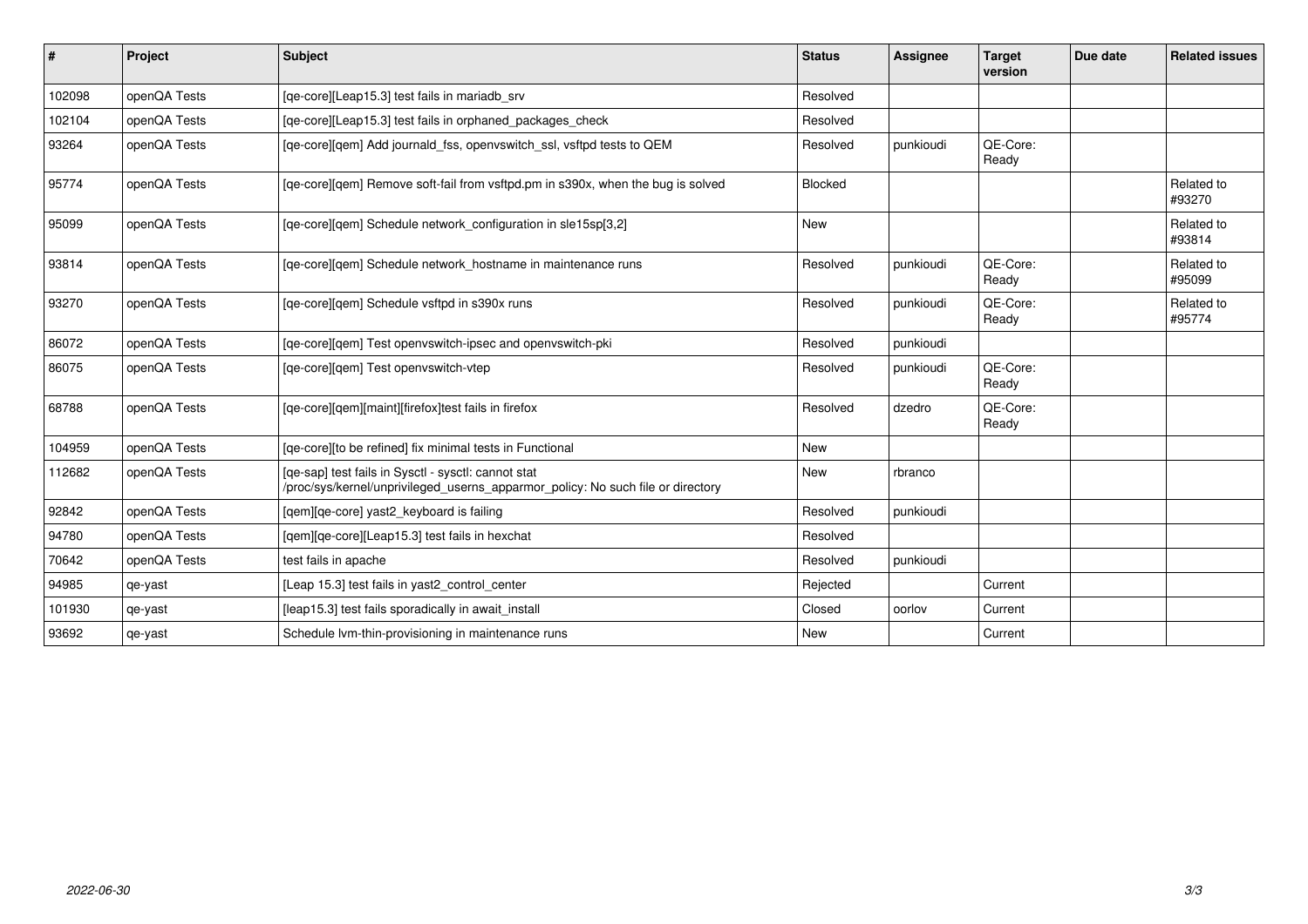| # | Project | Subject | Status | Assignee | Target version | Due date | Related issues |
|---|---|---|---|---|---|---|---|
| 102098 | openQA Tests | [qe-core][Leap15.3] test fails in mariadb_srv | Resolved | | | | |
| 102104 | openQA Tests | [qe-core][Leap15.3] test fails in orphaned_packages_check | Resolved | | | | |
| 93264 | openQA Tests | [qe-core][qem] Add journald_fss, openvswitch_ssl, vsftpd tests to QEM | Resolved | punkioudi | QE-Core: Ready | | |
| 95774 | openQA Tests | [qe-core][qem] Remove soft-fail from vsftpd.pm in s390x, when the bug is solved | Blocked | | | | Related to #93270 |
| 95099 | openQA Tests | [qe-core][qem] Schedule network_configuration in sle15sp[3,2] | New | | | | Related to #93814 |
| 93814 | openQA Tests | [qe-core][qem] Schedule network_hostname in maintenance runs | Resolved | punkioudi | QE-Core: Ready | | Related to #95099 |
| 93270 | openQA Tests | [qe-core][qem] Schedule vsftpd in s390x runs | Resolved | punkioudi | QE-Core: Ready | | Related to #95774 |
| 86072 | openQA Tests | [qe-core][qem] Test openvswitch-ipsec and openvswitch-pki | Resolved | punkioudi | | | |
| 86075 | openQA Tests | [qe-core][qem] Test openvswitch-vtep | Resolved | punkioudi | QE-Core: Ready | | |
| 68788 | openQA Tests | [qe-core][qem][maint][firefox]test fails in firefox | Resolved | dzedro | QE-Core: Ready | | |
| 104959 | openQA Tests | [qe-core][to be refined] fix minimal tests in Functional | New | | | | |
| 112682 | openQA Tests | [qe-sap] test fails in Sysctl - sysctl: cannot stat /proc/sys/kernel/unprivileged_userns_apparmor_policy: No such file or directory | New | rbranco | | | |
| 92842 | openQA Tests | [qem][qe-core] yast2_keyboard is failing | Resolved | punkioudi | | | |
| 94780 | openQA Tests | [qem][qe-core][Leap15.3] test fails in hexchat | Resolved | | | | |
| 70642 | openQA Tests | test fails in apache | Resolved | punkioudi | | | |
| 94985 | qe-yast | [Leap 15.3] test fails in yast2_control_center | Rejected | | Current | | |
| 101930 | qe-yast | [leap15.3] test fails sporadically in await_install | Closed | oorlov | Current | | |
| 93692 | qe-yast | Schedule lvm-thin-provisioning in maintenance runs | New | | Current | | |